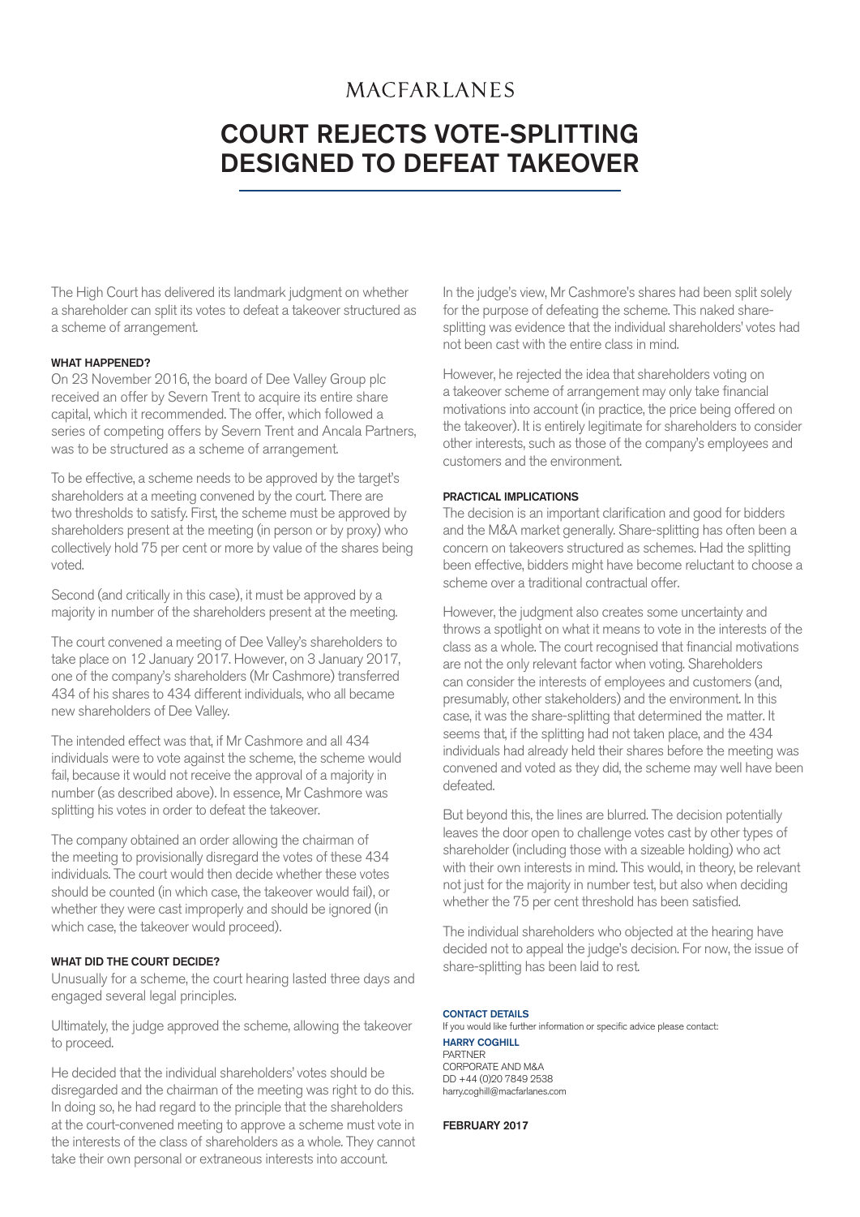MACFARLANES

# COURT REJECTS VOTE-SPLITTING DESIGNED TO DEFEAT TAKEOVER

The High Court has delivered its landmark judgment on whether a shareholder can split its votes to defeat a takeover structured as a scheme of arrangement.

#### WHAT HAPPENED?

On 23 November 2016, the board of Dee Valley Group plc received an offer by Severn Trent to acquire its entire share capital, which it recommended. The offer, which followed a series of competing offers by Severn Trent and Ancala Partners, was to be structured as a scheme of arrangement.

To be effective, a scheme needs to be approved by the target's shareholders at a meeting convened by the court. There are two thresholds to satisfy. First, the scheme must be approved by shareholders present at the meeting (in person or by proxy) who collectively hold 75 per cent or more by value of the shares being voted.

Second (and critically in this case), it must be approved by a majority in number of the shareholders present at the meeting.

The court convened a meeting of Dee Valley's shareholders to take place on 12 January 2017. However, on 3 January 2017, one of the company's shareholders (Mr Cashmore) transferred 434 of his shares to 434 different individuals, who all became new shareholders of Dee Valley.

The intended effect was that, if Mr Cashmore and all 434 individuals were to vote against the scheme, the scheme would fail, because it would not receive the approval of a majority in number (as described above). In essence, Mr Cashmore was splitting his votes in order to defeat the takeover.

The company obtained an order allowing the chairman of the meeting to provisionally disregard the votes of these 434 individuals. The court would then decide whether these votes should be counted (in which case, the takeover would fail), or whether they were cast improperly and should be ignored (in which case, the takeover would proceed).

#### WHAT DID THE COURT DECIDE?

Unusually for a scheme, the court hearing lasted three days and engaged several legal principles.

Ultimately, the judge approved the scheme, allowing the takeover to proceed.

He decided that the individual shareholders' votes should be disregarded and the chairman of the meeting was right to do this. In doing so, he had regard to the principle that the shareholders at the court-convened meeting to approve a scheme must vote in the interests of the class of shareholders as a whole. They cannot take their own personal or extraneous interests into account.

In the judge's view, Mr Cashmore's shares had been split solely for the purpose of defeating the scheme. This naked share-splitting was evidence that the individual shareholders' votes had not been cast with the entire class in mind.

However, he rejected the idea that shareholders voting on a takeover scheme of arrangement may only take financial motivations into account (in practice, the price being offered on the takeover). It is entirely legitimate for shareholders to consider other interests, such as those of the company's employees and customers and the environment.

#### PRACTICAL IMPLICATIONS

The decision is an important clarification and good for bidders and the M&A market generally. Share-splitting has often been a concern on takeovers structured as schemes. Had the splitting been effective, bidders might have become reluctant to choose a scheme over a traditional contractual offer.

However, the judgment also creates some uncertainty and throws a spotlight on what it means to vote in the interests of the class as a whole. The court recognised that financial motivations are not the only relevant factor when voting. Shareholders can consider the interests of employees and customers (and, presumably, other stakeholders) and the environment. In this case, it was the share-splitting that determined the matter. It seems that, if the splitting had not taken place, and the 434 individuals had already held their shares before the meeting was convened and voted as they did, the scheme may well have been defeated.

But beyond this, the lines are blurred. The decision potentially leaves the door open to challenge votes cast by other types of shareholder (including those with a sizeable holding) who act with their own interests in mind. This would, in theory, be relevant not just for the majority in number test, but also when deciding whether the 75 per cent threshold has been satisfied.

The individual shareholders who objected at the hearing have decided not to appeal the judge's decision. For now, the issue of share-splitting has been laid to rest.

#### CONTACT DETAILS

If you would like further information or specific advice please contact:

**HARRY COGHILL**
PARTNER
CORPORATE AND M&A
DD +44 (0)20 7849 2538
harry.coghill@macfarlanes.com

**FEBRUARY 2017**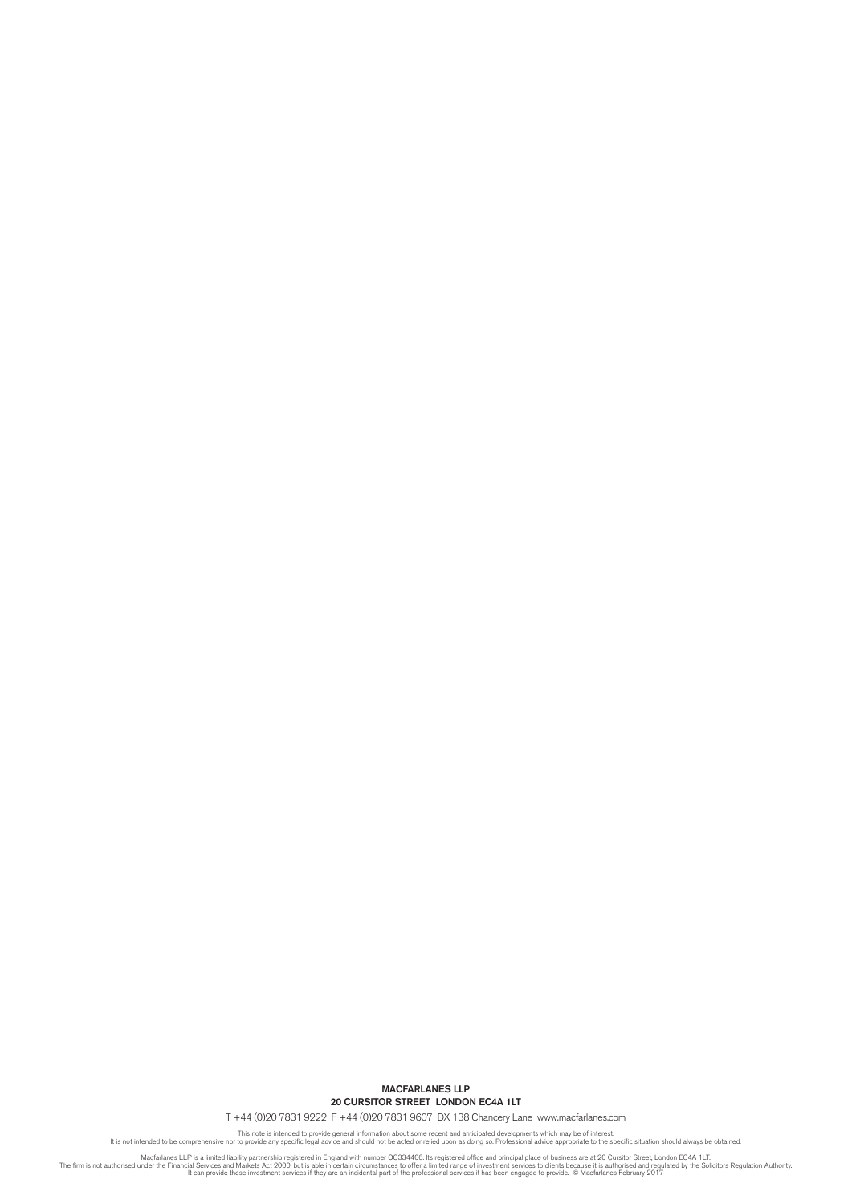**MACFARLANES LLP**
**20 CURSITOR STREET LONDON EC4A 1LT**

T +44 (0)20 7831 9222 F +44 (0)20 7831 9607 DX 138 Chancery Lane www.macfarlanes.com

This note is intended to provide general information about some recent and anticipated developments which may be of interest.
It is not intended to be comprehensive nor to provide any specific legal advice and should not be acted or relied upon as doing so. Professional advice appropriate to the specific situation should always be obtained.

Macfarlanes LLP is a limited liability partnership registered in England with number OC334406. Its registered office and principal place of business are at 20 Cursitor Street, London EC4A 1LT.
The firm is not authorised under the Financial Services and Markets Act 2000, but is able in certain circumstances to offer a limited range of investment services to clients because it is authorised and regulated by the Solicitors Regulation Authority.
It can provide these investment services if they are an incidental part of the professional services it has been engaged to provide. © Macfarlanes February 2017